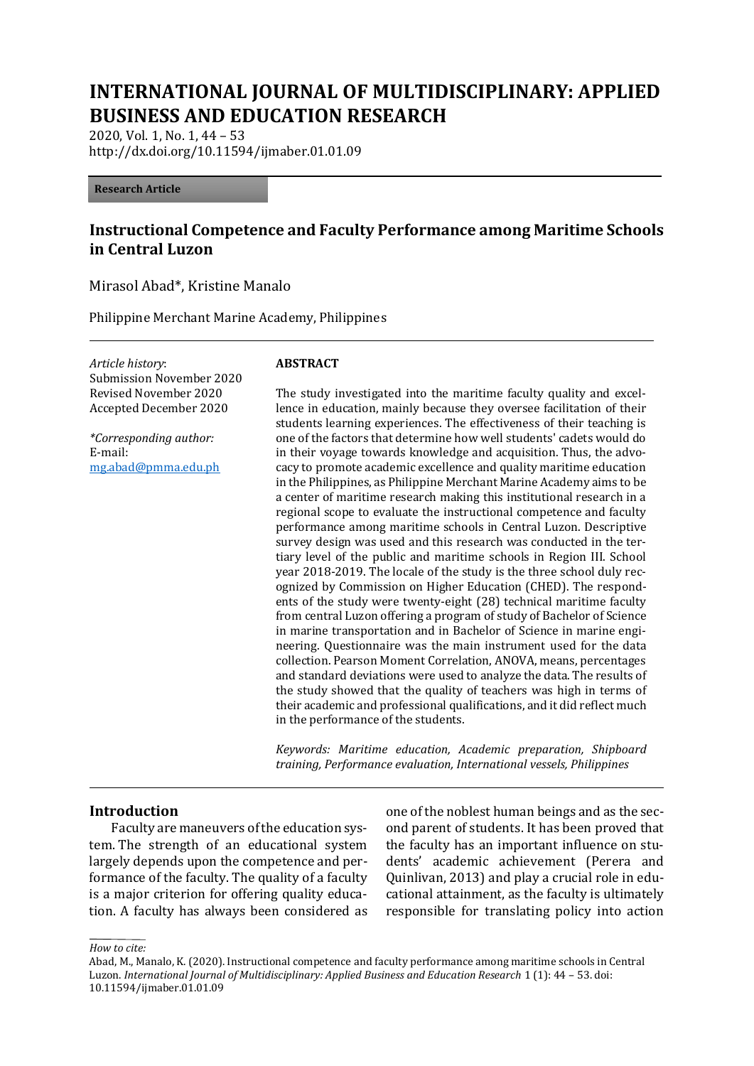# INTERNATIONAL JOURNAL OF MULTIDISCIPLINARY: APPLIED BUSINESS AND EDUCATION RESEARCH

2020, Vol. 1, No. 1, 44 – 53
http://dx.doi.org/10.11594/ijmaber.01.01.09

**Research Article**

## Instructional Competence and Faculty Performance among Maritime Schools in Central Luzon

Mirasol Abad*, Kristine Manalo

Philippine Merchant Marine Academy, Philippines

*Article history*:
Submission November 2020
Revised November 2020
Accepted December 2020

*\*Corresponding author:*
E-mail:
mg.abad@pmma.edu.ph

**ABSTRACT**

The study investigated into the maritime faculty quality and excellence in education, mainly because they oversee facilitation of their students learning experiences. The effectiveness of their teaching is one of the factors that determine how well students' cadets would do in their voyage towards knowledge and acquisition. Thus, the advocacy to promote academic excellence and quality maritime education in the Philippines, as Philippine Merchant Marine Academy aims to be a center of maritime research making this institutional research in a regional scope to evaluate the instructional competence and faculty performance among maritime schools in Central Luzon. Descriptive survey design was used and this research was conducted in the tertiary level of the public and maritime schools in Region III. School year 2018-2019. The locale of the study is the three school duly recognized by Commission on Higher Education (CHED). The respondents of the study were twenty-eight (28) technical maritime faculty from central Luzon offering a program of study of Bachelor of Science in marine transportation and in Bachelor of Science in marine engineering. Questionnaire was the main instrument used for the data collection. Pearson Moment Correlation, ANOVA, means, percentages and standard deviations were used to analyze the data. The results of the study showed that the quality of teachers was high in terms of their academic and professional qualifications, and it did reflect much in the performance of the students.

*Keywords: Maritime education, Academic preparation, Shipboard training, Performance evaluation, International vessels, Philippines*

## Introduction

Faculty are maneuvers of the education system. The strength of an educational system largely depends upon the competence and performance of the faculty. The quality of a faculty is a major criterion for offering quality education. A faculty has always been considered as one of the noblest human beings and as the second parent of students. It has been proved that the faculty has an important influence on students' academic achievement (Perera and Quinlivan, 2013) and play a crucial role in educational attainment, as the faculty is ultimately responsible for translating policy into action

*How to cite:*
Abad, M., Manalo, K. (2020). Instructional competence and faculty performance among maritime schools in Central Luzon. *International Journal of Multidisciplinary: Applied Business and Education Research* 1 (1): 44 – 53. doi: 10.11594/ijmaber.01.01.09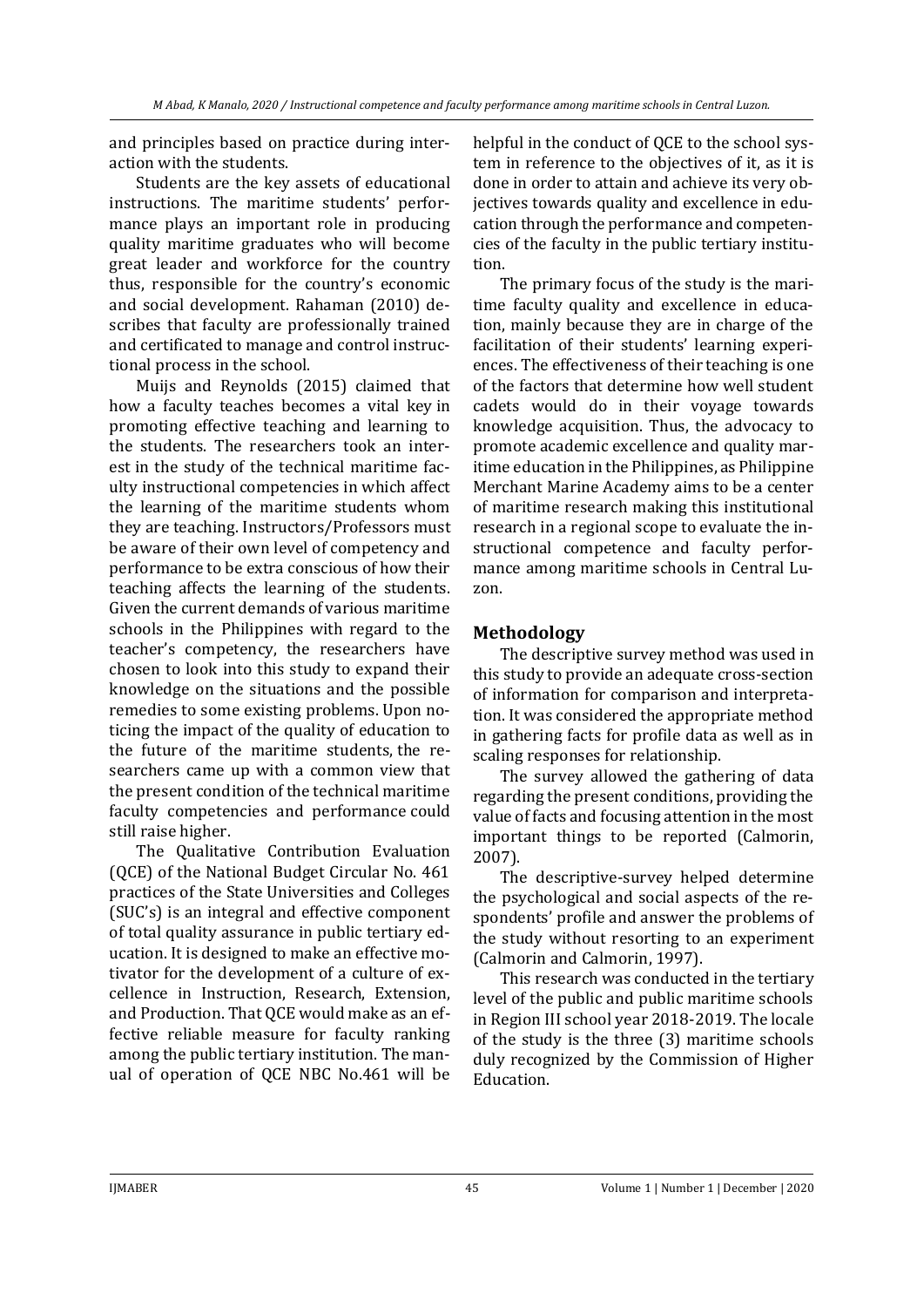and principles based on practice during interaction with the students.

Students are the key assets of educational instructions. The maritime students' performance plays an important role in producing quality maritime graduates who will become great leader and workforce for the country thus, responsible for the country's economic and social development. Rahaman (2010) describes that faculty are professionally trained and certificated to manage and control instructional process in the school.

Muijs and Reynolds (2015) claimed that how a faculty teaches becomes a vital key in promoting effective teaching and learning to the students. The researchers took an interest in the study of the technical maritime faculty instructional competencies in which affect the learning of the maritime students whom they are teaching. Instructors/Professors must be aware of their own level of competency and performance to be extra conscious of how their teaching affects the learning of the students. Given the current demands of various maritime schools in the Philippines with regard to the teacher's competency, the researchers have chosen to look into this study to expand their knowledge on the situations and the possible remedies to some existing problems. Upon noticing the impact of the quality of education to the future of the maritime students, the researchers came up with a common view that the present condition of the technical maritime faculty competencies and performance could still raise higher.

The Qualitative Contribution Evaluation (QCE) of the National Budget Circular No. 461 practices of the State Universities and Colleges (SUC's) is an integral and effective component of total quality assurance in public tertiary education. It is designed to make an effective motivator for the development of a culture of excellence in Instruction, Research, Extension, and Production. That QCE would make as an effective reliable measure for faculty ranking among the public tertiary institution. The manual of operation of QCE NBC No.461 will be helpful in the conduct of QCE to the school system in reference to the objectives of it, as it is done in order to attain and achieve its very objectives towards quality and excellence in education through the performance and competencies of the faculty in the public tertiary institution.

The primary focus of the study is the maritime faculty quality and excellence in education, mainly because they are in charge of the facilitation of their students' learning experiences. The effectiveness of their teaching is one of the factors that determine how well student cadets would do in their voyage towards knowledge acquisition. Thus, the advocacy to promote academic excellence and quality maritime education in the Philippines, as Philippine Merchant Marine Academy aims to be a center of maritime research making this institutional research in a regional scope to evaluate the instructional competence and faculty performance among maritime schools in Central Luzon.

## Methodology

The descriptive survey method was used in this study to provide an adequate cross-section of information for comparison and interpretation. It was considered the appropriate method in gathering facts for profile data as well as in scaling responses for relationship.

The survey allowed the gathering of data regarding the present conditions, providing the value of facts and focusing attention in the most important things to be reported (Calmorin, 2007).

The descriptive-survey helped determine the psychological and social aspects of the respondents' profile and answer the problems of the study without resorting to an experiment (Calmorin and Calmorin, 1997).

This research was conducted in the tertiary level of the public and public maritime schools in Region III school year 2018-2019. The locale of the study is the three (3) maritime schools duly recognized by the Commission of Higher Education.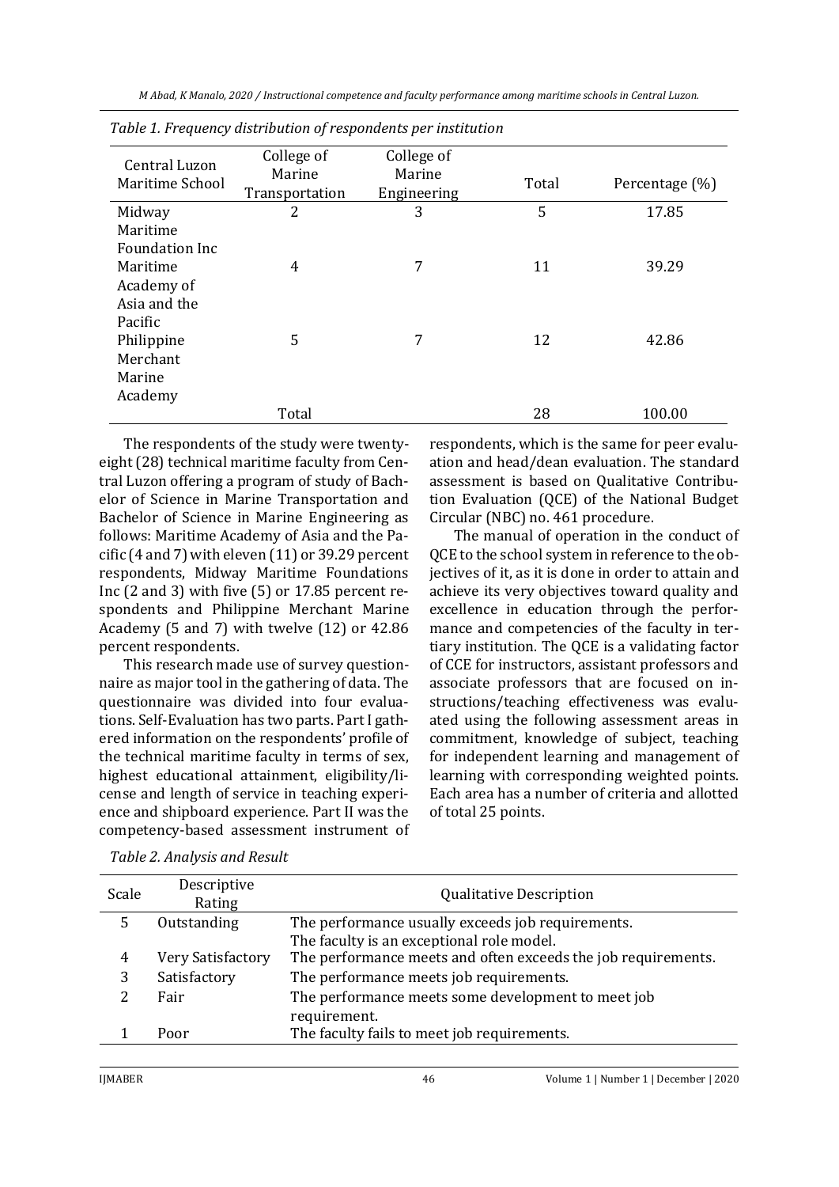*Table 1. Frequency distribution of respondents per institution*

| Central Luzon Maritime School | College of Marine Transportation | College of Marine Engineering | Total | Percentage (%) |
|---|---|---|---|---|
| Midway Maritime Foundation Inc | 2 | 3 | 5 | 17.85 |
| Maritime Academy of Asia and the Pacific | 4 | 7 | 11 | 39.29 |
| Philippine Merchant Marine Academy | 5 | 7 | 12 | 42.86 |
| | Total | | 28 | 100.00 |

The respondents of the study were twenty-eight (28) technical maritime faculty from Central Luzon offering a program of study of Bachelor of Science in Marine Transportation and Bachelor of Science in Marine Engineering as follows: Maritime Academy of Asia and the Pacific (4 and 7) with eleven (11) or 39.29 percent respondents, Midway Maritime Foundations Inc (2 and 3) with five (5) or 17.85 percent respondents and Philippine Merchant Marine Academy (5 and 7) with twelve (12) or 42.86 percent respondents.

This research made use of survey questionnaire as major tool in the gathering of data. The questionnaire was divided into four evaluations. Self-Evaluation has two parts. Part I gathered information on the respondents' profile of the technical maritime faculty in terms of sex, highest educational attainment, eligibility/license and length of service in teaching experience and shipboard experience. Part II was the competency-based assessment instrument of respondents, which is the same for peer evaluation and head/dean evaluation. The standard assessment is based on Qualitative Contribution Evaluation (QCE) of the National Budget Circular (NBC) no. 461 procedure.

The manual of operation in the conduct of QCE to the school system in reference to the objectives of it, as it is done in order to attain and achieve its very objectives toward quality and excellence in education through the performance and competencies of the faculty in tertiary institution. The QCE is a validating factor of CCE for instructors, assistant professors and associate professors that are focused on instructions/teaching effectiveness was evaluated using the following assessment areas in commitment, knowledge of subject, teaching for independent learning and management of learning with corresponding weighted points. Each area has a number of criteria and allotted of total 25 points.

*Table 2. Analysis and Result*

| Scale | Descriptive Rating | Qualitative Description |
|---|---|---|
| 5 | Outstanding | The performance usually exceeds job requirements. The faculty is an exceptional role model. |
| 4 | Very Satisfactory | The performance meets and often exceeds the job requirements. |
| 3 | Satisfactory | The performance meets job requirements. |
| 2 | Fair | The performance meets some development to meet job requirement. |
| 1 | Poor | The faculty fails to meet job requirements. |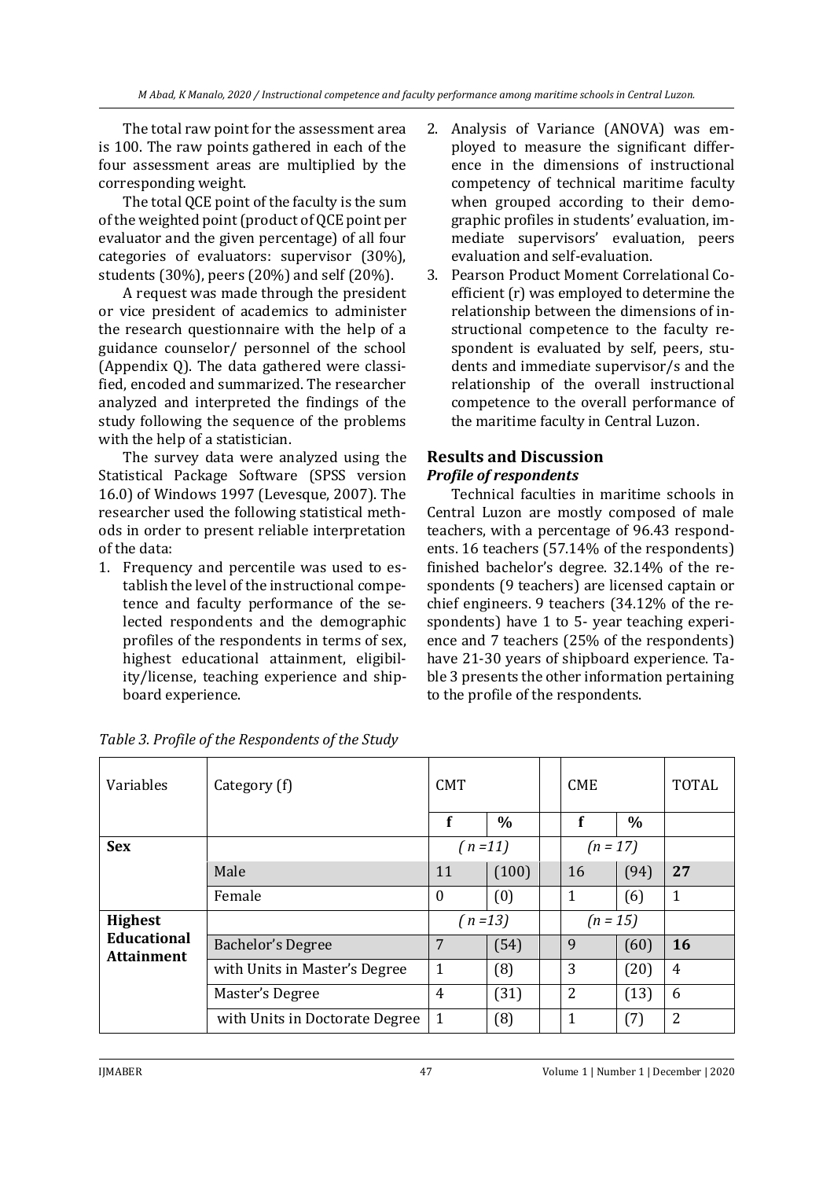The total raw point for the assessment area is 100. The raw points gathered in each of the four assessment areas are multiplied by the corresponding weight.

The total QCE point of the faculty is the sum of the weighted point (product of QCE point per evaluator and the given percentage) of all four categories of evaluators: supervisor (30%), students (30%), peers (20%) and self (20%).

A request was made through the president or vice president of academics to administer the research questionnaire with the help of a guidance counselor/ personnel of the school (Appendix Q). The data gathered were classified, encoded and summarized. The researcher analyzed and interpreted the findings of the study following the sequence of the problems with the help of a statistician.

The survey data were analyzed using the Statistical Package Software (SPSS version 16.0) of Windows 1997 (Levesque, 2007). The researcher used the following statistical methods in order to present reliable interpretation of the data:

1. Frequency and percentile was used to establish the level of the instructional competence and faculty performance of the selected respondents and the demographic profiles of the respondents in terms of sex, highest educational attainment, eligibility/license, teaching experience and shipboard experience.
2. Analysis of Variance (ANOVA) was employed to measure the significant difference in the dimensions of instructional competency of technical maritime faculty when grouped according to their demographic profiles in students' evaluation, immediate supervisors' evaluation, peers evaluation and self-evaluation.
3. Pearson Product Moment Correlational Coefficient (r) was employed to determine the relationship between the dimensions of instructional competence to the faculty respondent is evaluated by self, peers, students and immediate supervisor/s and the relationship of the overall instructional competence to the overall performance of the maritime faculty in Central Luzon.

## Results and Discussion

### *Profile of respondents*

Technical faculties in maritime schools in Central Luzon are mostly composed of male teachers, with a percentage of 96.43 respondents. 16 teachers (57.14% of the respondents) finished bachelor's degree. 32.14% of the respondents (9 teachers) are licensed captain or chief engineers. 9 teachers (34.12% of the respondents) have 1 to 5- year teaching experience and 7 teachers (25% of the respondents) have 21-30 years of shipboard experience. Table 3 presents the other information pertaining to the profile of the respondents.

*Table 3. Profile of the Respondents of the Study*

| Variables | Category (f) | CMT | | | CME | | TOTAL |
|---|---|---|---|---|---|---|---|
| | | f | % | | f | % | |
| **Sex** | | *( n =11)* | | | *(n = 17)* | | |
| | Male | 11 | (100) | | 16 | (94) | **27** |
| | Female | 0 | (0) | | 1 | (6) | 1 |
| **Highest Educational Attainment** | | *( n =13)* | | | *(n = 15)* | | |
| | Bachelor's Degree | 7 | (54) | | 9 | (60) | **16** |
| | with Units in Master's Degree | 1 | (8) | | 3 | (20) | 4 |
| | Master's Degree | 4 | (31) | | 2 | (13) | 6 |
| | with Units in Doctorate Degree | 1 | (8) | | 1 | (7) | 2 |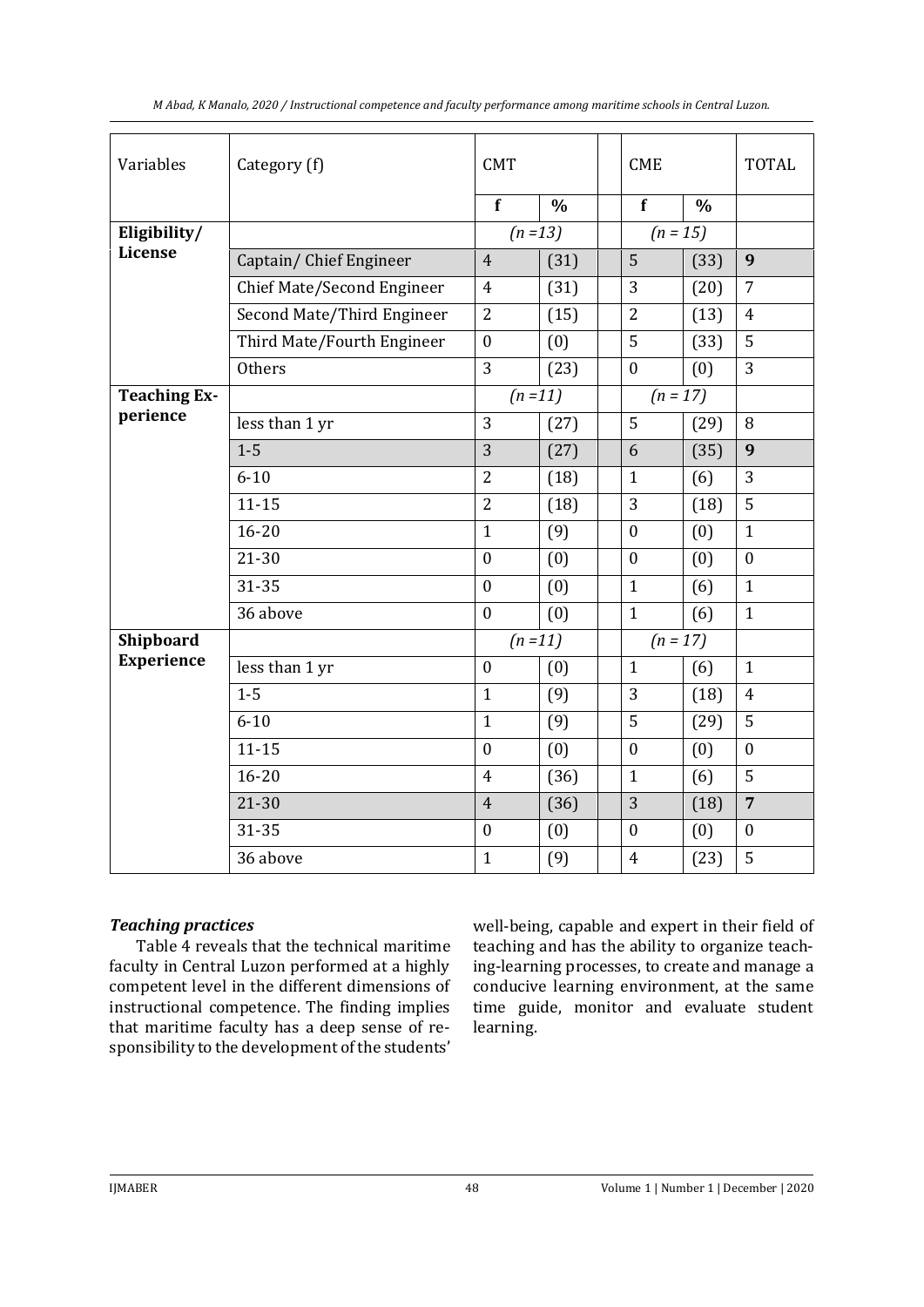| Variables | Category (f) | CMT | | | CME | | TOTAL |
|---|---|---|---|---|---|---|---|
| | | **f** | **%** | | **f** | **%** | |
| **Eligibility/ License** | | *(n =13)* | | | *(n = 15)* | | |
| | Captain/ Chief Engineer | 4 | (31) | | 5 | (33) | **9** |
| | Chief Mate/Second Engineer | 4 | (31) | | 3 | (20) | 7 |
| | Second Mate/Third Engineer | 2 | (15) | | 2 | (13) | 4 |
| | Third Mate/Fourth Engineer | 0 | (0) | | 5 | (33) | 5 |
| | Others | 3 | (23) | | 0 | (0) | 3 |
| **Teaching Experience** | | *(n =11)* | | | *(n = 17)* | | |
| | less than 1 yr | 3 | (27) | | 5 | (29) | 8 |
| | 1-5 | 3 | (27) | | 6 | (35) | **9** |
| | 6-10 | 2 | (18) | | 1 | (6) | 3 |
| | 11-15 | 2 | (18) | | 3 | (18) | 5 |
| | 16-20 | 1 | (9) | | 0 | (0) | 1 |
| | 21-30 | 0 | (0) | | 0 | (0) | 0 |
| | 31-35 | 0 | (0) | | 1 | (6) | 1 |
| | 36 above | 0 | (0) | | 1 | (6) | 1 |
| **Shipboard Experience** | | *(n =11)* | | | *(n = 17)* | | |
| | less than 1 yr | 0 | (0) | | 1 | (6) | 1 |
| | 1-5 | 1 | (9) | | 3 | (18) | 4 |
| | 6-10 | 1 | (9) | | 5 | (29) | 5 |
| | 11-15 | 0 | (0) | | 0 | (0) | 0 |
| | 16-20 | 4 | (36) | | 1 | (6) | 5 |
| | 21-30 | 4 | (36) | | 3 | (18) | **7** |
| | 31-35 | 0 | (0) | | 0 | (0) | 0 |
| | 36 above | 1 | (9) | | 4 | (23) | 5 |

### *Teaching practices*

Table 4 reveals that the technical maritime faculty in Central Luzon performed at a highly competent level in the different dimensions of instructional competence. The finding implies that maritime faculty has a deep sense of responsibility to the development of the students' well-being, capable and expert in their field of teaching and has the ability to organize teaching-learning processes, to create and manage a conducive learning environment, at the same time guide, monitor and evaluate student learning.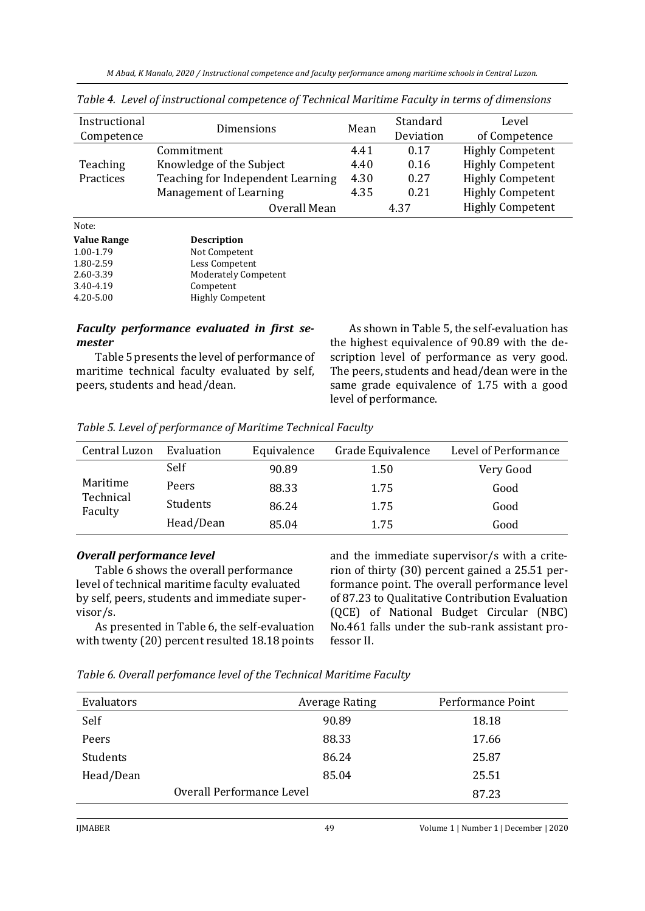*Table 4. Level of instructional competence of Technical Maritime Faculty in terms of dimensions*

| Instructional Competence | Dimensions | Mean | Standard Deviation | Level of Competence |
|---|---|---|---|---|
| Teaching Practices | Commitment | 4.41 | 0.17 | Highly Competent |
| | Knowledge of the Subject | 4.40 | 0.16 | Highly Competent |
| | Teaching for Independent Learning | 4.30 | 0.27 | Highly Competent |
| | Management of Learning | 4.35 | 0.21 | Highly Competent |
| | Overall Mean | 4.37 | | Highly Competent |

Note:

| Value Range | Description |
|---|---|
| 1.00-1.79 | Not Competent |
| 1.80-2.59 | Less Competent |
| 2.60-3.39 | Moderately Competent |
| 3.40-4.19 | Competent |
| 4.20-5.00 | Highly Competent |

***Faculty performance evaluated in first semester***

Table 5 presents the level of performance of maritime technical faculty evaluated by self, peers, students and head/dean.

As shown in Table 5, the self-evaluation has the highest equivalence of 90.89 with the description level of performance as very good. The peers, students and head/dean were in the same grade equivalence of 1.75 with a good level of performance.

*Table 5. Level of performance of Maritime Technical Faculty*

| Central Luzon | Evaluation | Equivalence | Grade Equivalence | Level of Performance |
|---|---|---|---|---|
| Maritime Technical Faculty | Self | 90.89 | 1.50 | Very Good |
| | Peers | 88.33 | 1.75 | Good |
| | Students | 86.24 | 1.75 | Good |
| | Head/Dean | 85.04 | 1.75 | Good |

***Overall performance level***

Table 6 shows the overall performance level of technical maritime faculty evaluated by self, peers, students and immediate supervisor/s.

As presented in Table 6, the self-evaluation with twenty (20) percent resulted 18.18 points and the immediate supervisor/s with a criterion of thirty (30) percent gained a 25.51 performance point. The overall performance level of 87.23 to Qualitative Contribution Evaluation (QCE) of National Budget Circular (NBC) No.461 falls under the sub-rank assistant professor II.

*Table 6. Overall perfomance level of the Technical Maritime Faculty*

| Evaluators | Average Rating | Performance Point |
|---|---|---|
| Self | 90.89 | 18.18 |
| Peers | 88.33 | 17.66 |
| Students | 86.24 | 25.87 |
| Head/Dean | 85.04 | 25.51 |
| Overall Performance Level | | 87.23 |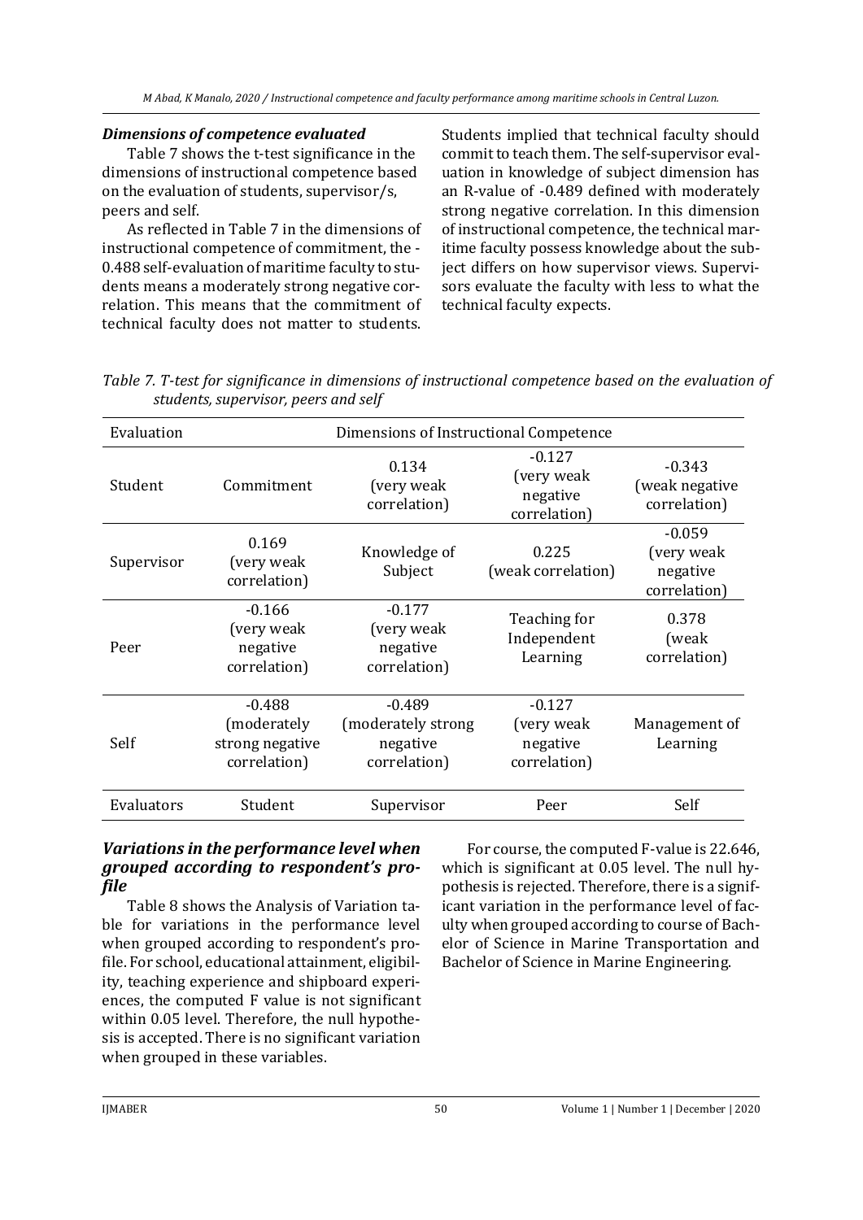### *Dimensions of competence evaluated*

Table 7 shows the t-test significance in the dimensions of instructional competence based on the evaluation of students, supervisor/s, peers and self.

As reflected in Table 7 in the dimensions of instructional competence of commitment, the -0.488 self-evaluation of maritime faculty to students means a moderately strong negative correlation. This means that the commitment of technical faculty does not matter to students. Students implied that technical faculty should commit to teach them. The self-supervisor evaluation in knowledge of subject dimension has an R-value of -0.489 defined with moderately strong negative correlation. In this dimension of instructional competence, the technical maritime faculty possess knowledge about the subject differs on how supervisor views. Supervisors evaluate the faculty with less to what the technical faculty expects.

*Table 7. T-test for significance in dimensions of instructional competence based on the evaluation of students, supervisor, peers and self*

| Evaluation | Dimensions of Instructional Competence | | | |
|---|---|---|---|---|
| Student | Commitment | 0.134 (very weak correlation) | -0.127 (very weak negative correlation) | -0.343 (weak negative correlation) |
| Supervisor | 0.169 (very weak correlation) | Knowledge of Subject | 0.225 (weak correlation) | -0.059 (very weak negative correlation) |
| Peer | -0.166 (very weak negative correlation) | -0.177 (very weak negative correlation) | Teaching for Independent Learning | 0.378 (weak correlation) |
| Self | -0.488 (moderately strong negative correlation) | -0.489 (moderately strong negative correlation) | -0.127 (very weak negative correlation) | Management of Learning |
| Evaluators | Student | Supervisor | Peer | Self |

### *Variations in the performance level when grouped according to respondent's profile*

Table 8 shows the Analysis of Variation table for variations in the performance level when grouped according to respondent's profile. For school, educational attainment, eligibility, teaching experience and shipboard experiences, the computed F value is not significant within 0.05 level. Therefore, the null hypothesis is accepted. There is no significant variation when grouped in these variables.

For course, the computed F-value is 22.646, which is significant at 0.05 level. The null hypothesis is rejected. Therefore, there is a significant variation in the performance level of faculty when grouped according to course of Bachelor of Science in Marine Transportation and Bachelor of Science in Marine Engineering.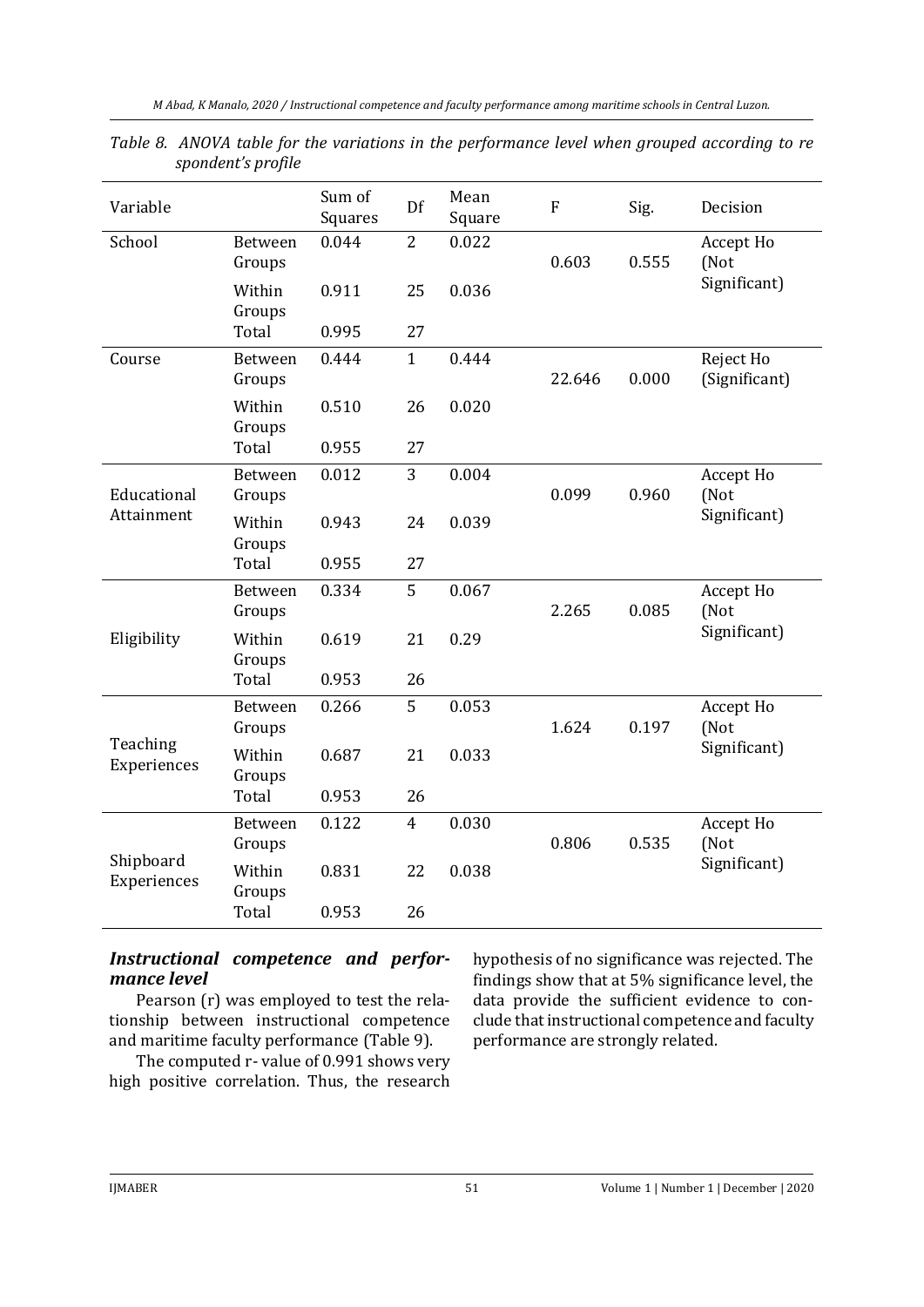*Table 8. ANOVA table for the variations in the performance level when grouped according to respondent's profile*

| Variable | | Sum of Squares | Df | Mean Square | F | Sig. | Decision |
|---|---|---|---|---|---|---|---|
| School | Between Groups | 0.044 | 2 | 0.022 | 0.603 | 0.555 | Accept Ho (Not Significant) |
| | Within Groups | 0.911 | 25 | 0.036 | | | |
| | Total | 0.995 | 27 | | | | |
| Course | Between Groups | 0.444 | 1 | 0.444 | 22.646 | 0.000 | Reject Ho (Significant) |
| | Within Groups | 0.510 | 26 | 0.020 | | | |
| | Total | 0.955 | 27 | | | | |
| Educational Attainment | Between Groups | 0.012 | 3 | 0.004 | 0.099 | 0.960 | Accept Ho (Not Significant) |
| | Within Groups | 0.943 | 24 | 0.039 | | | |
| | Total | 0.955 | 27 | | | | |
| Eligibility | Between Groups | 0.334 | 5 | 0.067 | 2.265 | 0.085 | Accept Ho (Not Significant) |
| | Within Groups | 0.619 | 21 | 0.29 | | | |
| | Total | 0.953 | 26 | | | | |
| Teaching Experiences | Between Groups | 0.266 | 5 | 0.053 | 1.624 | 0.197 | Accept Ho (Not Significant) |
| | Within Groups | 0.687 | 21 | 0.033 | | | |
| | Total | 0.953 | 26 | | | | |
| Shipboard Experiences | Between Groups | 0.122 | 4 | 0.030 | 0.806 | 0.535 | Accept Ho (Not Significant) |
| | Within Groups | 0.831 | 22 | 0.038 | | | |
| | Total | 0.953 | 26 | | | | |

### *Instructional competence and performance level*

Pearson (r) was employed to test the relationship between instructional competence and maritime faculty performance (Table 9).

The computed r- value of 0.991 shows very high positive correlation. Thus, the research hypothesis of no significance was rejected. The findings show that at 5% significance level, the data provide the sufficient evidence to conclude that instructional competence and faculty performance are strongly related.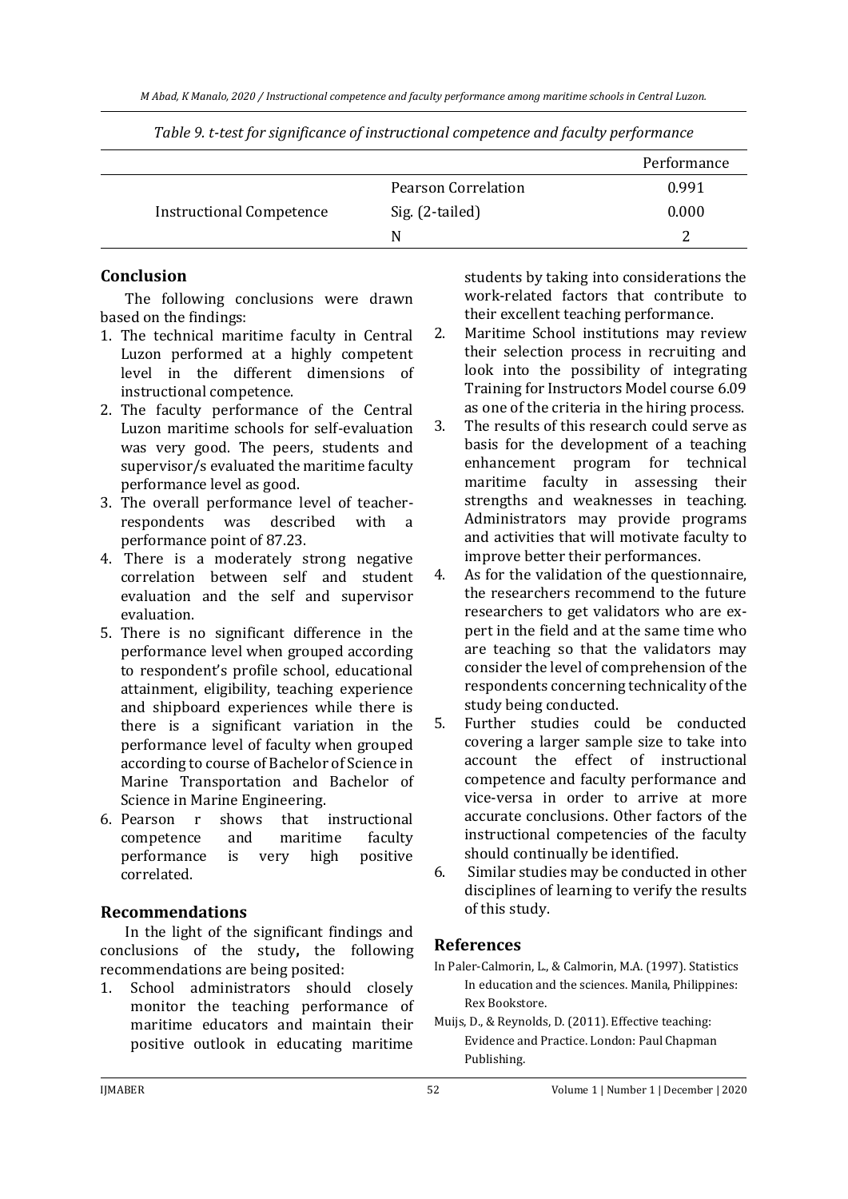*Table 9. t-test for significance of instructional competence and faculty performance*

| | | Performance |
|---|---|---|
| Instructional Competence | Pearson Correlation | 0.991 |
| | Sig. (2-tailed) | 0.000 |
| | N | 2 |

## Conclusion

The following conclusions were drawn based on the findings:

1. The technical maritime faculty in Central Luzon performed at a highly competent level in the different dimensions of instructional competence.
2. The faculty performance of the Central Luzon maritime schools for self-evaluation was very good. The peers, students and supervisor/s evaluated the maritime faculty performance level as good.
3. The overall performance level of teacher-respondents was described with a performance point of 87.23.
4. There is a moderately strong negative correlation between self and student evaluation and the self and supervisor evaluation.
5. There is no significant difference in the performance level when grouped according to respondent's profile school, educational attainment, eligibility, teaching experience and shipboard experiences while there is there is a significant variation in the performance level of faculty when grouped according to course of Bachelor of Science in Marine Transportation and Bachelor of Science in Marine Engineering.
6. Pearson r shows that instructional competence and maritime faculty performance is very high positive correlated.

## Recommendations

In the light of the significant findings and conclusions of the study**,** the following recommendations are being posited:

1. School administrators should closely monitor the teaching performance of maritime educators and maintain their positive outlook in educating maritime students by taking into considerations the work-related factors that contribute to their excellent teaching performance.
2. Maritime School institutions may review their selection process in recruiting and look into the possibility of integrating Training for Instructors Model course 6.09 as one of the criteria in the hiring process.
3. The results of this research could serve as basis for the development of a teaching enhancement program for technical maritime faculty in assessing their strengths and weaknesses in teaching. Administrators may provide programs and activities that will motivate faculty to improve better their performances.
4. As for the validation of the questionnaire, the researchers recommend to the future researchers to get validators who are expert in the field and at the same time who are teaching so that the validators may consider the level of comprehension of the respondents concerning technicality of the study being conducted.
5. Further studies could be conducted covering a larger sample size to take into account the effect of instructional competence and faculty performance and vice-versa in order to arrive at more accurate conclusions. Other factors of the instructional competencies of the faculty should continually be identified.
6. Similar studies may be conducted in other disciplines of learning to verify the results of this study.

## References

In Paler-Calmorin, L., & Calmorin, M.A. (1997). Statistics In education and the sciences. Manila, Philippines: Rex Bookstore.

Muijs, D., & Reynolds, D. (2011). Effective teaching: Evidence and Practice. London: Paul Chapman Publishing.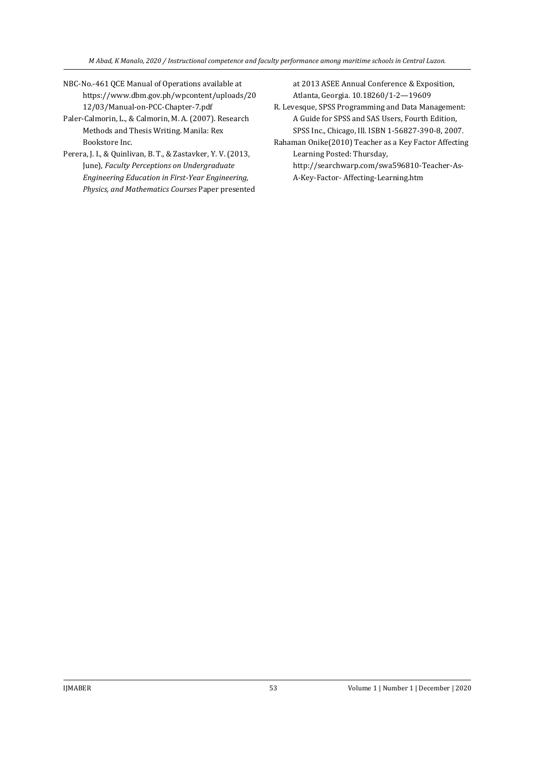NBC-No.-461 QCE Manual of Operations available at https://www.dbm.gov.ph/wpcontent/uploads/2012/03/Manual-on-PCC-Chapter-7.pdf

Paler-Calmorin, L., & Calmorin, M. A. (2007). Research Methods and Thesis Writing. Manila: Rex Bookstore Inc.

Perera, J. I., & Quinlivan, B. T., & Zastavker, Y. V. (2013, June), *Faculty Perceptions on Undergraduate Engineering Education in First-Year Engineering, Physics, and Mathematics Courses* Paper presented at 2013 ASEE Annual Conference & Exposition, Atlanta, Georgia. 10.18260/1-2—19609

R. Levesque, SPSS Programming and Data Management: A Guide for SPSS and SAS Users, Fourth Edition, SPSS Inc., Chicago, Ill. ISBN 1-56827-390-8, 2007.

Rahaman Onike(2010) Teacher as a Key Factor Affecting Learning Posted: Thursday, http://searchwarp.com/swa596810-Teacher-As-A-Key-Factor- Affecting-Learning.htm